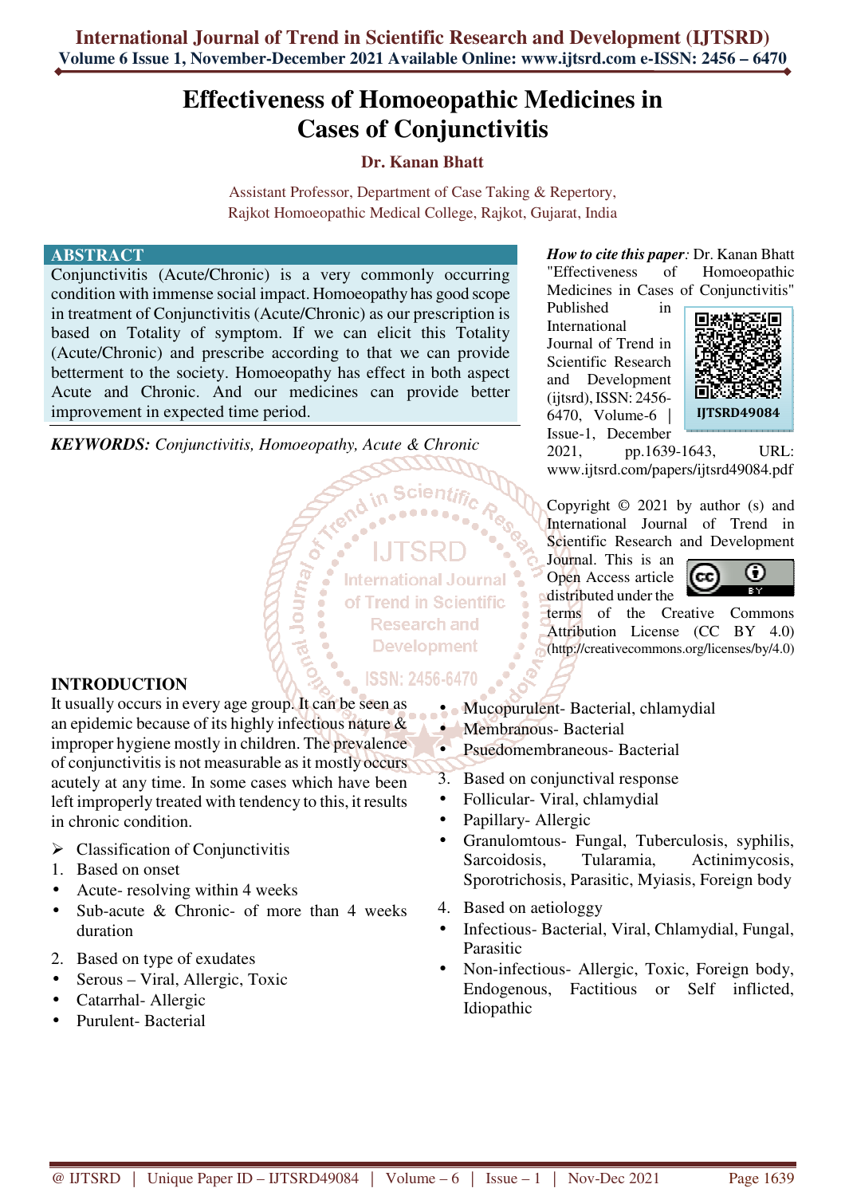# Effectiveness of Homoeopathic Medicines in Cases of Conjunctivitis

**Dr. Kanan Bhatt**

Assistant Professor, Department of Case Taking & Repertory,
Rajkot Homoeopathic Medical College, Rajkot, Gujarat, India

## ABSTRACT

Conjunctivitis (Acute/Chronic) is a very commonly occurring condition with immense social impact. Homoeopathy has good scope in treatment of Conjunctivitis (Acute/Chronic) as our prescription is based on Totality of symptom. If we can elicit this Totality (Acute/Chronic) and prescribe according to that we can provide betterment to the society. Homoeopathy has effect in both aspect Acute and Chronic. And our medicines can provide better improvement in expected time period.

***KEYWORDS:** Conjunctivitis, Homoeopathy, Acute & Chronic*

***How to cite this paper:*** Dr. Kanan Bhatt "Effectiveness of Homoeopathic Medicines in Cases of Conjunctivitis" Published in International Journal of Trend in Scientific Research and Development (ijtsrd), ISSN: 2456-6470, Volume-6 | Issue-1, December 2021, pp.1639-1643, URL: www.ijtsrd.com/papers/ijtsrd49084.pdf

IJTSRD49084

Copyright © 2021 by author (s) and International Journal of Trend in Scientific Research and Development Journal. This is an Open Access article distributed under the terms of the Creative Commons Attribution License (CC BY 4.0) (http://creativecommons.org/licenses/by/4.0)

## INTRODUCTION

It usually occurs in every age group. It can be seen as an epidemic because of its highly infectious nature & improper hygiene mostly in children. The prevalence of conjunctivitis is not measurable as it mostly occurs acutely at any time. In some cases which have been left improperly treated with tendency to this, it results in chronic condition.

- ➢ Classification of Conjunctivitis

1. Based on onset
   - Acute- resolving within 4 weeks
   - Sub-acute & Chronic- of more than 4 weeks duration
2. Based on type of exudates
   - Serous – Viral, Allergic, Toxic
   - Catarrhal- Allergic
   - Purulent- Bacterial
   - Mucopurulent- Bacterial, chlamydial
   - Membranous- Bacterial
   - Psuedomembraneous- Bacterial
3. Based on conjunctival response
   - Follicular- Viral, chlamydial
   - Papillary- Allergic
   - Granulomtous- Fungal, Tuberculosis, syphilis, Sarcoidosis, Tularamia, Actinimycosis, Sporotrichosis, Parasitic, Myiasis, Foreign body
4. Based on aetiologgy
   - Infectious- Bacterial, Viral, Chlamydial, Fungal, Parasitic
   - Non-infectious- Allergic, Toxic, Foreign body, Endogenous, Factitious or Self inflicted, Idiopathic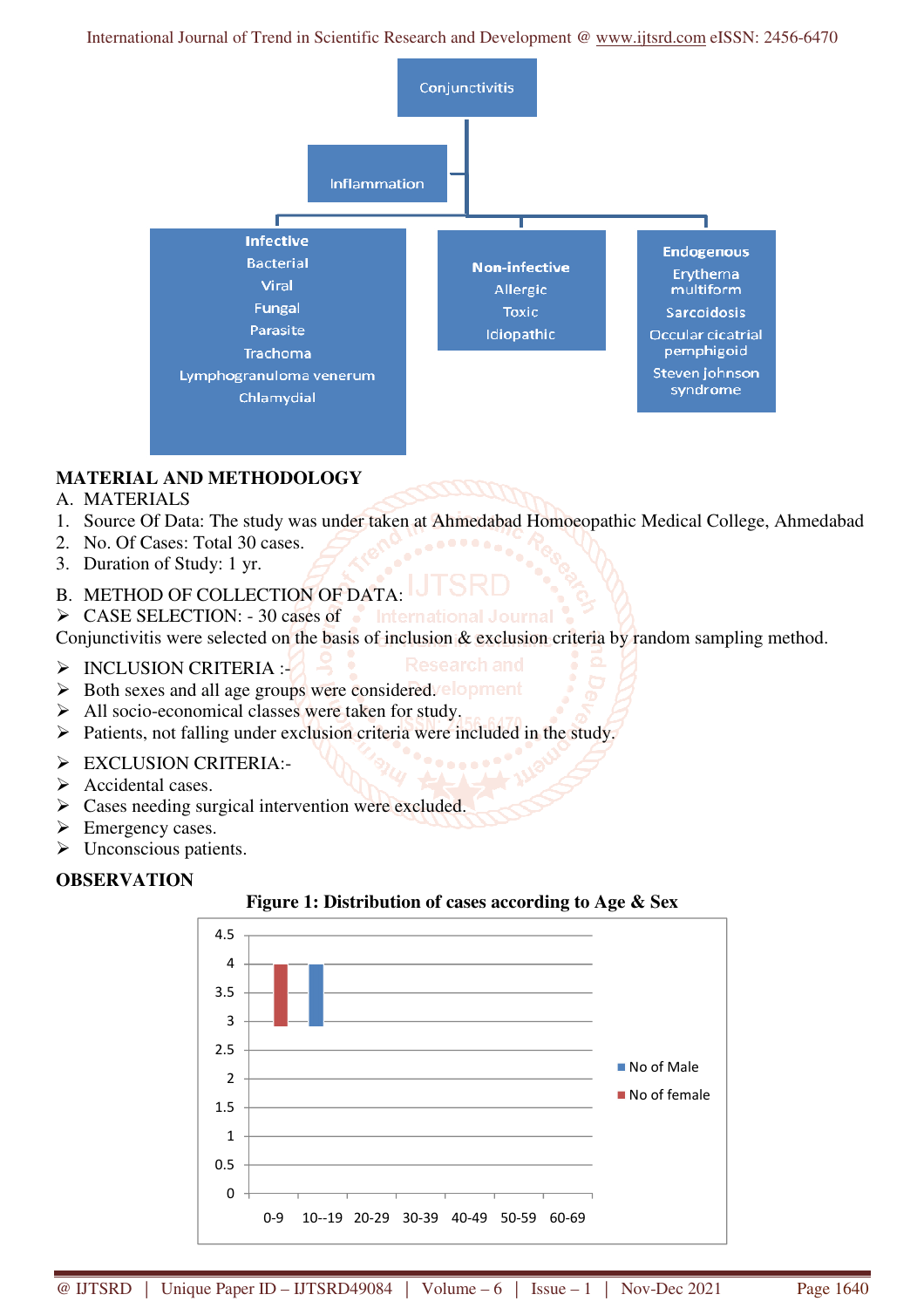Conjunctivitis

Inflammation

**Infective**
Bacterial
Viral
Fungal
Parasite
Trachoma
Lymphogranuloma venerum
Chlamydial

**Non-infective**
Allergic
Toxic
Idiopathic

**Endogenous**
Erythema multiform
Sarcoidosis
Occular cicatrial pemphigoid
Steven Johnson syndrome

## MATERIAL AND METHODOLOGY

A. MATERIALS

1. Source Of Data: The study was under taken at Ahmedabad Homoeopathic Medical College, Ahmedabad
2. No. Of Cases: Total 30 cases.
3. Duration of Study: 1 yr.

B. METHOD OF COLLECTION OF DATA:

➢ CASE SELECTION: - 30 cases of

Conjunctivitis were selected on the basis of inclusion & exclusion criteria by random sampling method.

➢ INCLUSION CRITERIA :-
➢ Both sexes and all age groups were considered.
➢ All socio-economical classes were taken for study.
➢ Patients, not falling under exclusion criteria were included in the study.

➢ EXCLUSION CRITERIA:-
➢ Accidental cases.
➢ Cases needing surgical intervention were excluded.
➢ Emergency cases.
➢ Unconscious patients.

## OBSERVATION

**Figure 1: Distribution of cases according to Age & Sex**

| Age group | No of Male | No of female |
|---|---|---|
| 0-9 | | |
| 10--19 | | |
| 20-29 | | |
| 30-39 | | |
| 40-49 | | |
| 50-59 | | |
| 60-69 | | |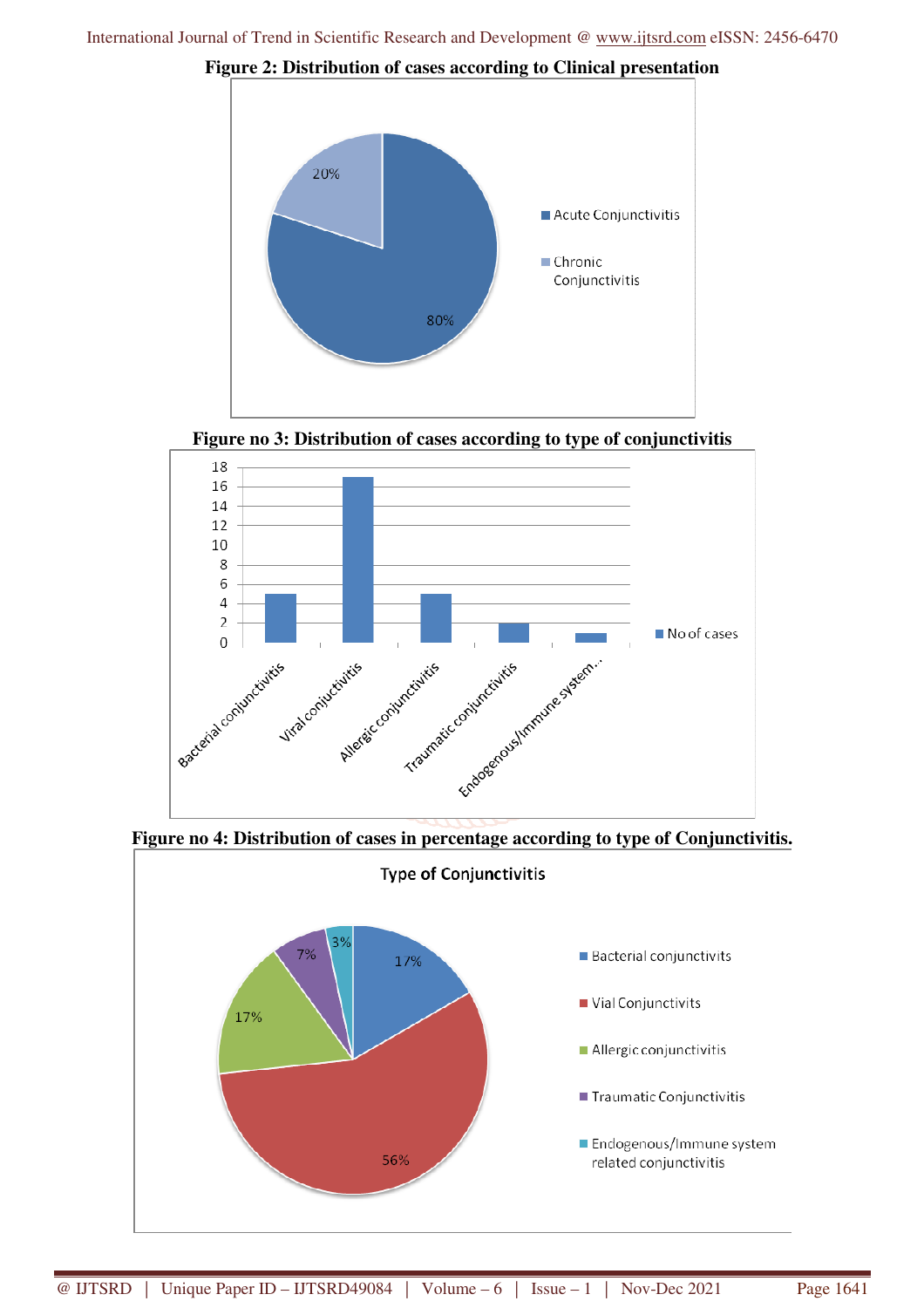**Figure 2: Distribution of cases according to Clinical presentation**

**Figure no 3: Distribution of cases according to type of conjunctivitis**

**Figure no 4: Distribution of cases in percentage according to type of Conjunctivitis.**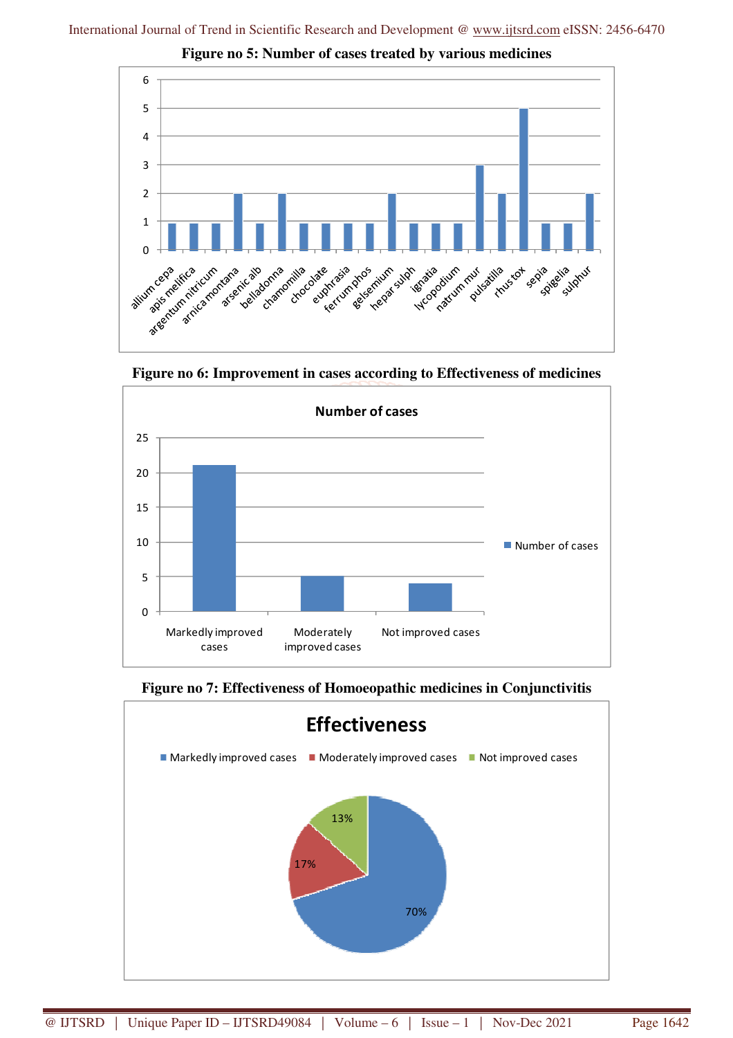**Figure no 5: Number of cases treated by various medicines**

**Figure no 6: Improvement in cases according to Effectiveness of medicines**

**Figure no 7: Effectiveness of Homoeopathic medicines in Conjunctivitis**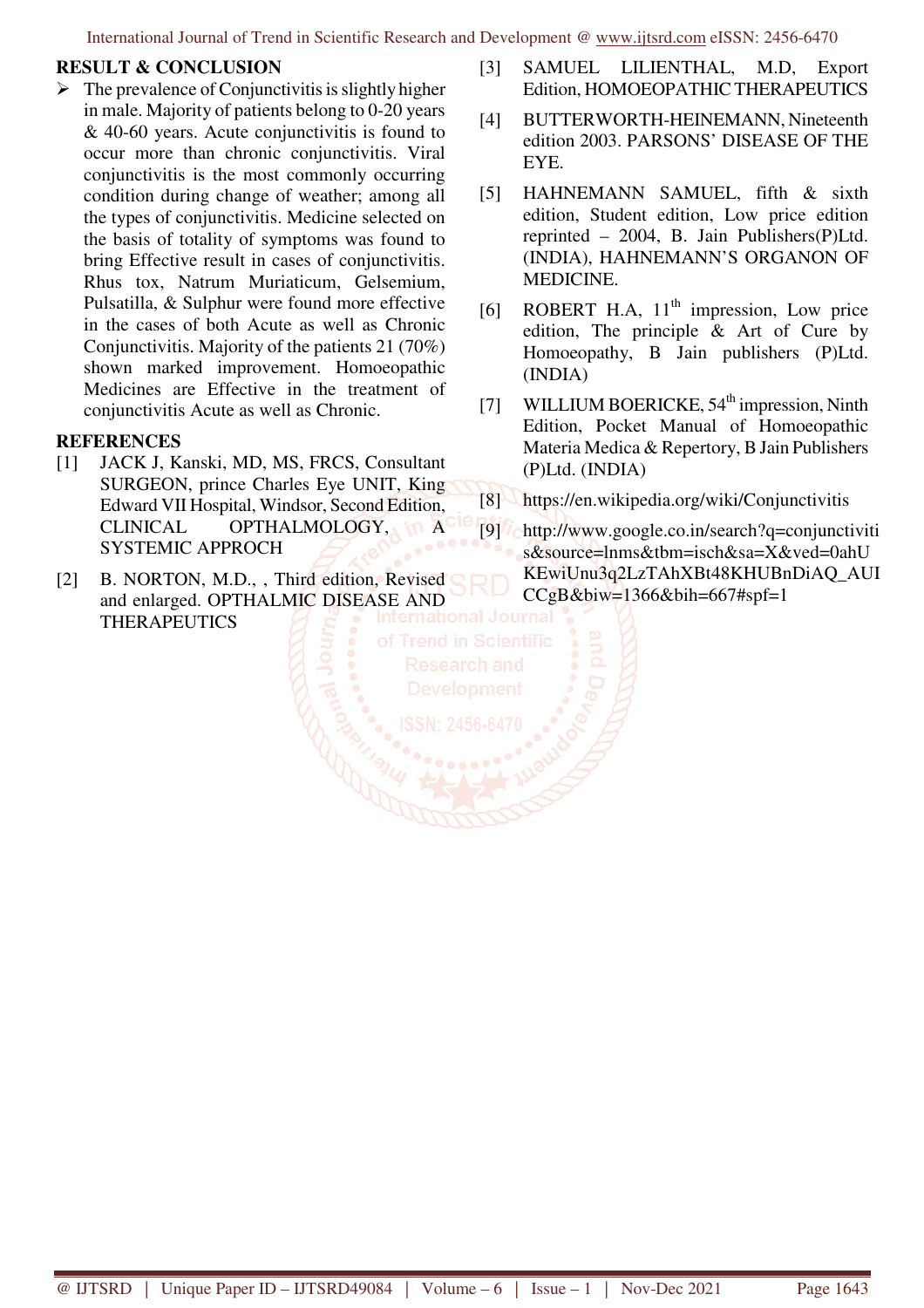## RESULT & CONCLUSION

- The prevalence of Conjunctivitis is slightly higher in male. Majority of patients belong to 0-20 years & 40-60 years. Acute conjunctivitis is found to occur more than chronic conjunctivitis. Viral conjunctivitis is the most commonly occurring condition during change of weather; among all the types of conjunctivitis. Medicine selected on the basis of totality of symptoms was found to bring Effective result in cases of conjunctivitis. Rhus tox, Natrum Muriaticum, Gelsemium, Pulsatilla, & Sulphur were found more effective in the cases of both Acute as well as Chronic Conjunctivitis. Majority of the patients 21 (70%) shown marked improvement. Homoeopathic Medicines are Effective in the treatment of conjunctivitis Acute as well as Chronic.

## REFERENCES

[1] JACK J, Kanski, MD, MS, FRCS, Consultant SURGEON, prince Charles Eye UNIT, King Edward VII Hospital, Windsor, Second Edition, CLINICAL OPTHALMOLOGY, A SYSTEMIC APPROCH

[2] B. NORTON, M.D., , Third edition, Revised and enlarged. OPTHALMIC DISEASE AND THERAPEUTICS

[3] SAMUEL LILIENTHAL, M.D, Export Edition, HOMOEOPATHIC THERAPEUTICS

[4] BUTTERWORTH-HEINEMANN, Nineteenth edition 2003. PARSONS' DISEASE OF THE EYE.

[5] HAHNEMANN SAMUEL, fifth & sixth edition, Student edition, Low price edition reprinted – 2004, B. Jain Publishers(P)Ltd. (INDIA), HAHNEMANN'S ORGANON OF MEDICINE.

[6] ROBERT H.A, 11th impression, Low price edition, The principle & Art of Cure by Homoeopathy, B Jain publishers (P)Ltd. (INDIA)

[7] WILLIUM BOERICKE, 54th impression, Ninth Edition, Pocket Manual of Homoeopathic Materia Medica & Repertory, B Jain Publishers (P)Ltd. (INDIA)

[8] https://en.wikipedia.org/wiki/Conjunctivitis

[9] http://www.google.co.in/search?q=conjunctivitis&source=lnms&tbm=isch&sa=X&ved=0ahUKEwiUnu3q2LzTAhXBt48KHUBnDiAQ_AUICCgB&biw=1366&bih=667#spf=1